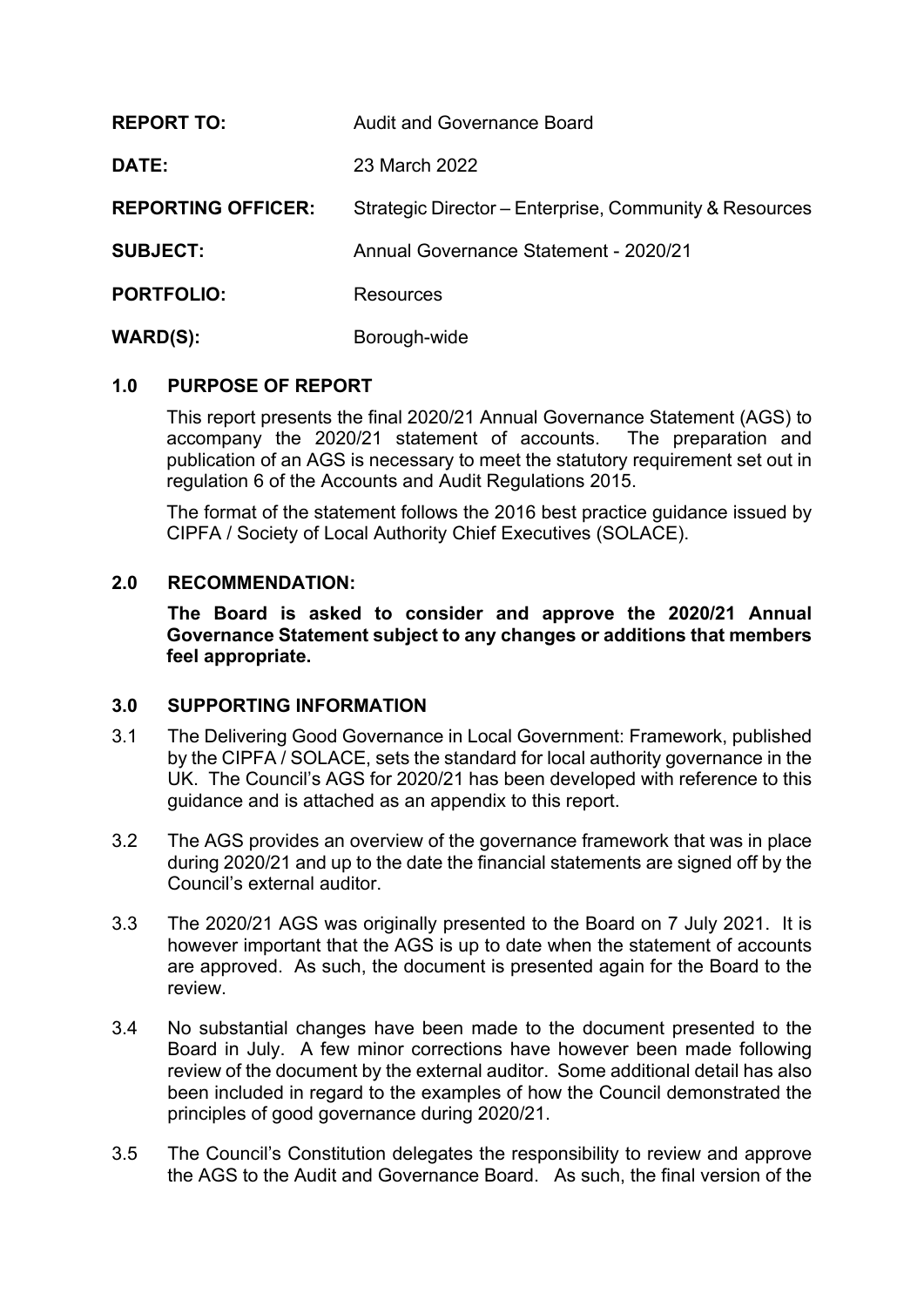| | |
|---|---|
| **REPORT TO:** | Audit and Governance Board |
| **DATE:** | 23 March 2022 |
| **REPORTING OFFICER:** | Strategic Director – Enterprise, Community & Resources |
| **SUBJECT:** | Annual Governance Statement - 2020/21 |
| **PORTFOLIO:** | Resources |
| **WARD(S):** | Borough-wide |

## 1.0 PURPOSE OF REPORT

This report presents the final 2020/21 Annual Governance Statement (AGS) to accompany the 2020/21 statement of accounts. The preparation and publication of an AGS is necessary to meet the statutory requirement set out in regulation 6 of the Accounts and Audit Regulations 2015.

The format of the statement follows the 2016 best practice guidance issued by CIPFA / Society of Local Authority Chief Executives (SOLACE).

## 2.0 RECOMMENDATION:

**The Board is asked to consider and approve the 2020/21 Annual Governance Statement subject to any changes or additions that members feel appropriate.**

## 3.0 SUPPORTING INFORMATION

3.1 The Delivering Good Governance in Local Government: Framework, published by the CIPFA / SOLACE, sets the standard for local authority governance in the UK. The Council's AGS for 2020/21 has been developed with reference to this guidance and is attached as an appendix to this report.

3.2 The AGS provides an overview of the governance framework that was in place during 2020/21 and up to the date the financial statements are signed off by the Council's external auditor.

3.3 The 2020/21 AGS was originally presented to the Board on 7 July 2021. It is however important that the AGS is up to date when the statement of accounts are approved. As such, the document is presented again for the Board to the review.

3.4 No substantial changes have been made to the document presented to the Board in July. A few minor corrections have however been made following review of the document by the external auditor. Some additional detail has also been included in regard to the examples of how the Council demonstrated the principles of good governance during 2020/21.

3.5 The Council's Constitution delegates the responsibility to review and approve the AGS to the Audit and Governance Board. As such, the final version of the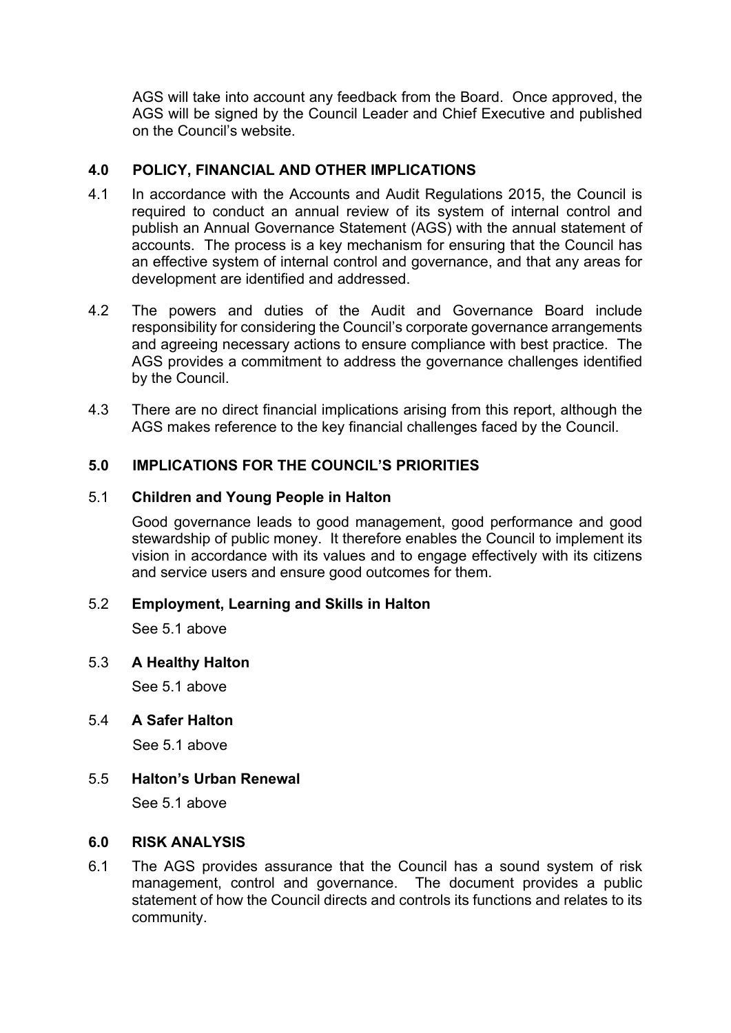AGS will take into account any feedback from the Board. Once approved, the AGS will be signed by the Council Leader and Chief Executive and published on the Council's website.

## 4.0 POLICY, FINANCIAL AND OTHER IMPLICATIONS

4.1 In accordance with the Accounts and Audit Regulations 2015, the Council is required to conduct an annual review of its system of internal control and publish an Annual Governance Statement (AGS) with the annual statement of accounts. The process is a key mechanism for ensuring that the Council has an effective system of internal control and governance, and that any areas for development are identified and addressed.

4.2 The powers and duties of the Audit and Governance Board include responsibility for considering the Council's corporate governance arrangements and agreeing necessary actions to ensure compliance with best practice. The AGS provides a commitment to address the governance challenges identified by the Council.

4.3 There are no direct financial implications arising from this report, although the AGS makes reference to the key financial challenges faced by the Council.

## 5.0 IMPLICATIONS FOR THE COUNCIL'S PRIORITIES

### 5.1 Children and Young People in Halton

Good governance leads to good management, good performance and good stewardship of public money. It therefore enables the Council to implement its vision in accordance with its values and to engage effectively with its citizens and service users and ensure good outcomes for them.

### 5.2 Employment, Learning and Skills in Halton

See 5.1 above

### 5.3 A Healthy Halton

See 5.1 above

### 5.4 A Safer Halton

See 5.1 above

### 5.5 Halton's Urban Renewal

See 5.1 above

## 6.0 RISK ANALYSIS

6.1 The AGS provides assurance that the Council has a sound system of risk management, control and governance. The document provides a public statement of how the Council directs and controls its functions and relates to its community.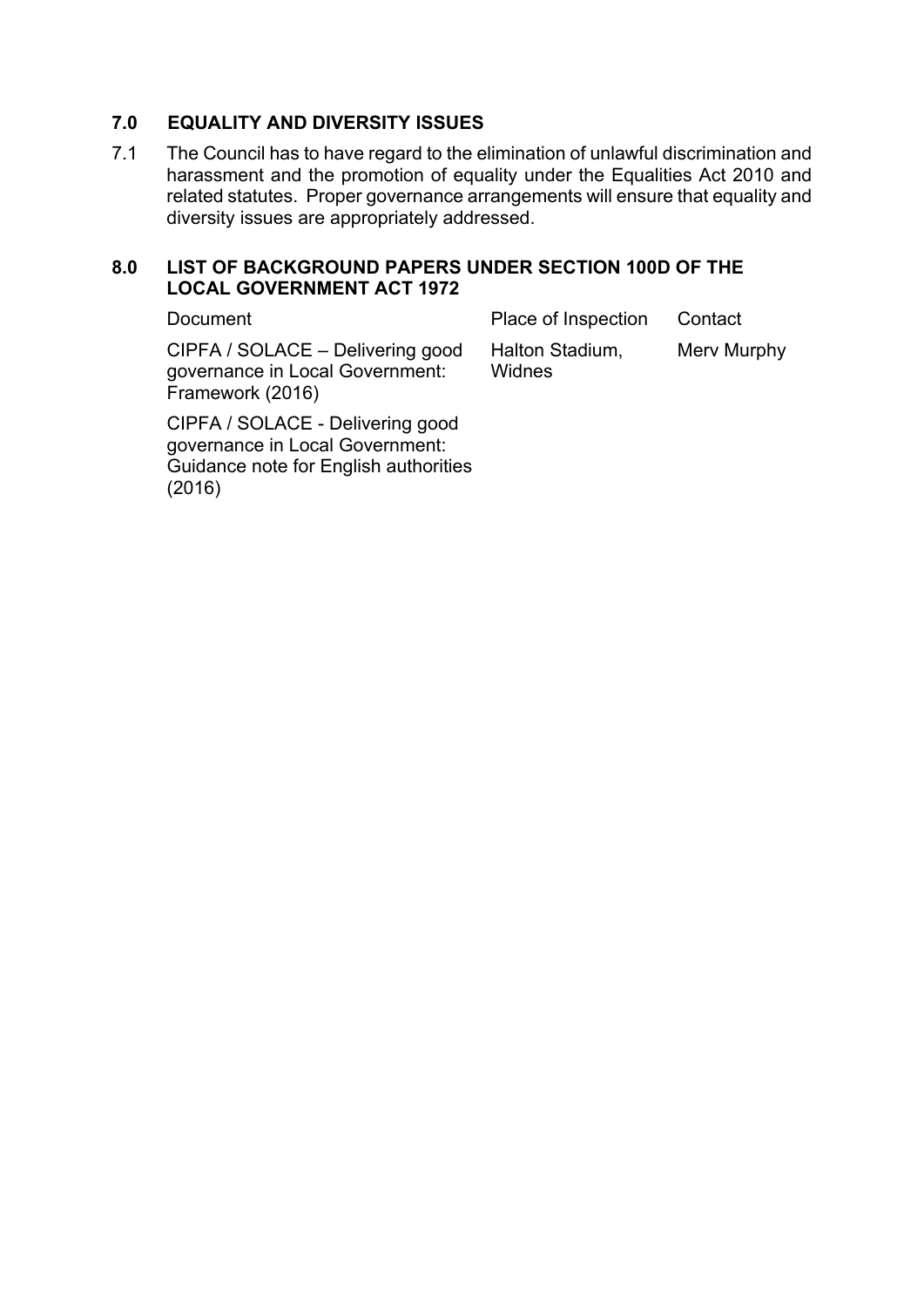## 7.0 EQUALITY AND DIVERSITY ISSUES

7.1 The Council has to have regard to the elimination of unlawful discrimination and harassment and the promotion of equality under the Equalities Act 2010 and related statutes. Proper governance arrangements will ensure that equality and diversity issues are appropriately addressed.

## 8.0 LIST OF BACKGROUND PAPERS UNDER SECTION 100D OF THE LOCAL GOVERNMENT ACT 1972

| Document | Place of Inspection | Contact |
|---|---|---|
| CIPFA / SOLACE – Delivering good governance in Local Government: Framework (2016) | Halton Stadium, Widnes | Merv Murphy |
| CIPFA / SOLACE - Delivering good governance in Local Government: Guidance note for English authorities (2016) | | |